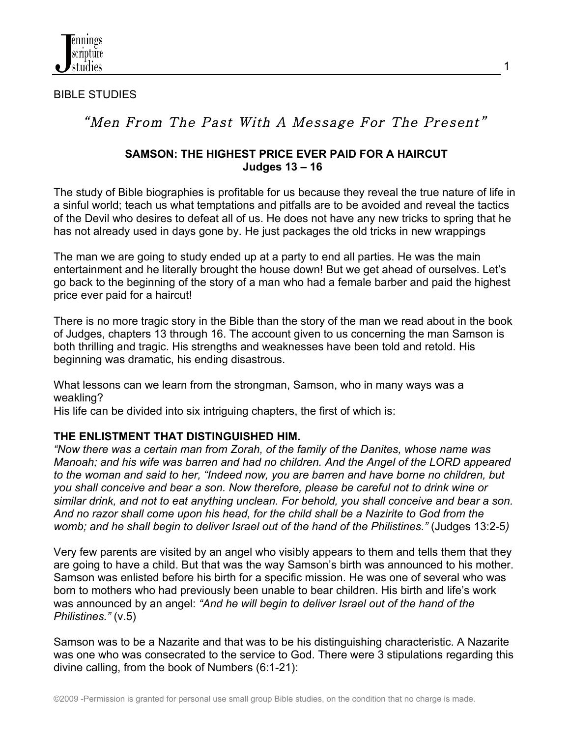BIBLE STUDIES

# *"Men From The Past With A Message For The Present"*

## SAMSON: THE HIGHEST PRICE EVER PAID FOR A HAIRCUT
**Judges 13 – 16**

The study of Bible biographies is profitable for us because they reveal the true nature of life in a sinful world; teach us what temptations and pitfalls are to be avoided and reveal the tactics of the Devil who desires to defeat all of us. He does not have any new tricks to spring that he has not already used in days gone by. He just packages the old tricks in new wrappings

The man we are going to study ended up at a party to end all parties. He was the main entertainment and he literally brought the house down! But we get ahead of ourselves. Let's go back to the beginning of the story of a man who had a female barber and paid the highest price ever paid for a haircut!

There is no more tragic story in the Bible than the story of the man we read about in the book of Judges, chapters 13 through 16. The account given to us concerning the man Samson is both thrilling and tragic. His strengths and weaknesses have been told and retold. His beginning was dramatic, his ending disastrous.

What lessons can we learn from the strongman, Samson, who in many ways was a weakling?
His life can be divided into six intriguing chapters, the first of which is:

**THE ENLISTMENT THAT DISTINGUISHED HIM.**

*"Now there was a certain man from Zorah, of the family of the Danites, whose name was Manoah; and his wife was barren and had no children. And the Angel of the LORD appeared to the woman and said to her, "Indeed now, you are barren and have borne no children, but you shall conceive and bear a son. Now therefore, please be careful not to drink wine or similar drink, and not to eat anything unclean. For behold, you shall conceive and bear a son. And no razor shall come upon his head, for the child shall be a Nazirite to God from the womb; and he shall begin to deliver Israel out of the hand of the Philistines."* (Judges 13:2-5*)*

Very few parents are visited by an angel who visibly appears to them and tells them that they are going to have a child. But that was the way Samson's birth was announced to his mother. Samson was enlisted before his birth for a specific mission. He was one of several who was born to mothers who had previously been unable to bear children. His birth and life's work was announced by an angel: *"And he will begin to deliver Israel out of the hand of the Philistines."* (v.5)

Samson was to be a Nazarite and that was to be his distinguishing characteristic. A Nazarite was one who was consecrated to the service to God. There were 3 stipulations regarding this divine calling, from the book of Numbers (6:1-21):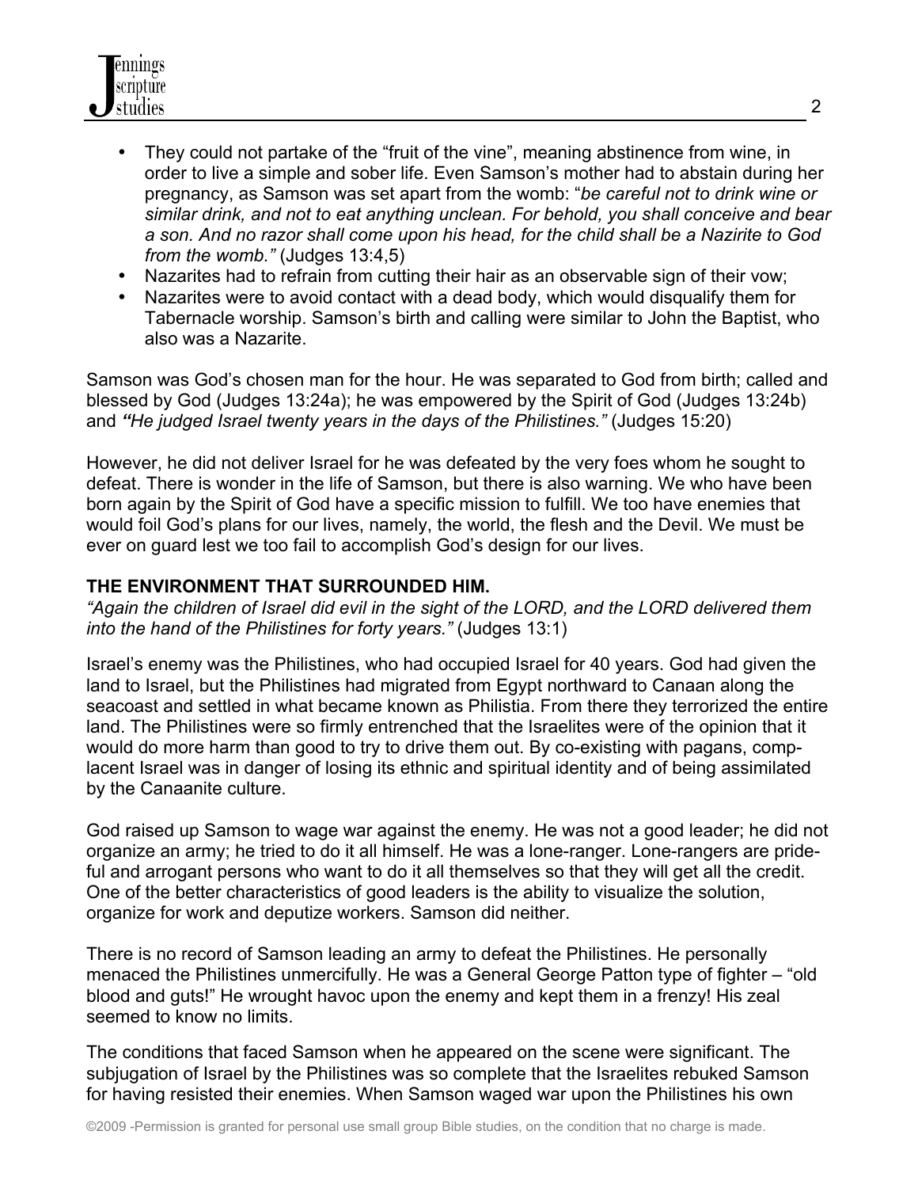- They could not partake of the "fruit of the vine", meaning abstinence from wine, in order to live a simple and sober life. Even Samson's mother had to abstain during her pregnancy, as Samson was set apart from the womb: "*be careful not to drink wine or similar drink, and not to eat anything unclean. For behold, you shall conceive and bear a son. And no razor shall come upon his head, for the child shall be a Nazirite to God from the womb.*" (Judges 13:4,5)
- Nazarites had to refrain from cutting their hair as an observable sign of their vow;
- Nazarites were to avoid contact with a dead body, which would disqualify them for Tabernacle worship. Samson's birth and calling were similar to John the Baptist, who also was a Nazarite.

Samson was God's chosen man for the hour. He was separated to God from birth; called and blessed by God (Judges 13:24a); he was empowered by the Spirit of God (Judges 13:24b) and ***"He judged Israel twenty years in the days of the Philistines."*** (Judges 15:20)

However, he did not deliver Israel for he was defeated by the very foes whom he sought to defeat. There is wonder in the life of Samson, but there is also warning. We who have been born again by the Spirit of God have a specific mission to fulfill. We too have enemies that would foil God's plans for our lives, namely, the world, the flesh and the Devil. We must be ever on guard lest we too fail to accomplish God's design for our lives.

**THE ENVIRONMENT THAT SURROUNDED HIM.**

*"Again the children of Israel did evil in the sight of the LORD, and the LORD delivered them into the hand of the Philistines for forty years."* (Judges 13:1)

Israel's enemy was the Philistines, who had occupied Israel for 40 years. God had given the land to Israel, but the Philistines had migrated from Egypt northward to Canaan along the seacoast and settled in what became known as Philistia. From there they terrorized the entire land. The Philistines were so firmly entrenched that the Israelites were of the opinion that it would do more harm than good to try to drive them out. By co-existing with pagans, complacent Israel was in danger of losing its ethnic and spiritual identity and of being assimilated by the Canaanite culture.

God raised up Samson to wage war against the enemy. He was not a good leader; he did not organize an army; he tried to do it all himself. He was a lone-ranger. Lone-rangers are prideful and arrogant persons who want to do it all themselves so that they will get all the credit. One of the better characteristics of good leaders is the ability to visualize the solution, organize for work and deputize workers. Samson did neither.

There is no record of Samson leading an army to defeat the Philistines. He personally menaced the Philistines unmercifully. He was a General George Patton type of fighter – "old blood and guts!" He wrought havoc upon the enemy and kept them in a frenzy! His zeal seemed to know no limits.

The conditions that faced Samson when he appeared on the scene were significant. The subjugation of Israel by the Philistines was so complete that the Israelites rebuked Samson for having resisted their enemies. When Samson waged war upon the Philistines his own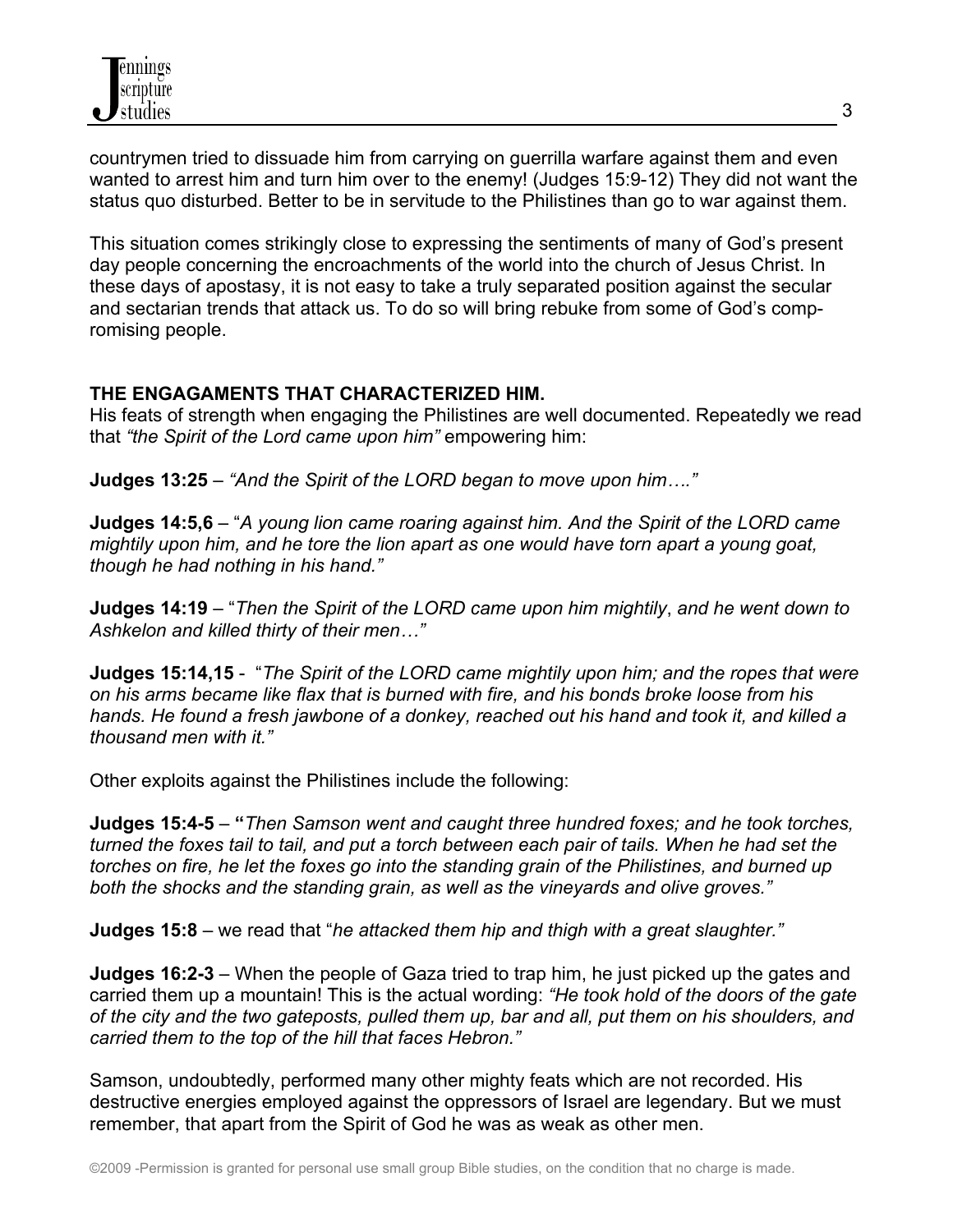countrymen tried to dissuade him from carrying on guerrilla warfare against them and even wanted to arrest him and turn him over to the enemy! (Judges 15:9-12) They did not want the status quo disturbed. Better to be in servitude to the Philistines than go to war against them.

This situation comes strikingly close to expressing the sentiments of many of God's present day people concerning the encroachments of the world into the church of Jesus Christ. In these days of apostasy, it is not easy to take a truly separated position against the secular and sectarian trends that attack us. To do so will bring rebuke from some of God's compromising people.

**THE ENGAGAMENTS THAT CHARACTERIZED HIM.**

His feats of strength when engaging the Philistines are well documented. Repeatedly we read that *"the Spirit of the Lord came upon him"* empowering him:

**Judges 13:25** – *"And the Spirit of the LORD began to move upon him…."*

**Judges 14:5,6** – "*A young lion came roaring against him. And the Spirit of the LORD came mightily upon him, and he tore the lion apart as one would have torn apart a young goat, though he had nothing in his hand."*

**Judges 14:19** – "*Then the Spirit of the LORD came upon him mightily*, *and he went down to Ashkelon and killed thirty of their men…"*

**Judges 15:14,15** - "*The Spirit of the LORD came mightily upon him; and the ropes that were on his arms became like flax that is burned with fire, and his bonds broke loose from his hands. He found a fresh jawbone of a donkey, reached out his hand and took it, and killed a thousand men with it."*

Other exploits against the Philistines include the following:

**Judges 15:4-5** – **"***Then Samson went and caught three hundred foxes; and he took torches, turned the foxes tail to tail, and put a torch between each pair of tails. When he had set the torches on fire, he let the foxes go into the standing grain of the Philistines, and burned up both the shocks and the standing grain, as well as the vineyards and olive groves."*

**Judges 15:8** – we read that "*he attacked them hip and thigh with a great slaughter."*

**Judges 16:2-3** – When the people of Gaza tried to trap him, he just picked up the gates and carried them up a mountain! This is the actual wording: *"He took hold of the doors of the gate of the city and the two gateposts, pulled them up, bar and all, put them on his shoulders, and carried them to the top of the hill that faces Hebron."*

Samson, undoubtedly, performed many other mighty feats which are not recorded. His destructive energies employed against the oppressors of Israel are legendary. But we must remember, that apart from the Spirit of God he was as weak as other men.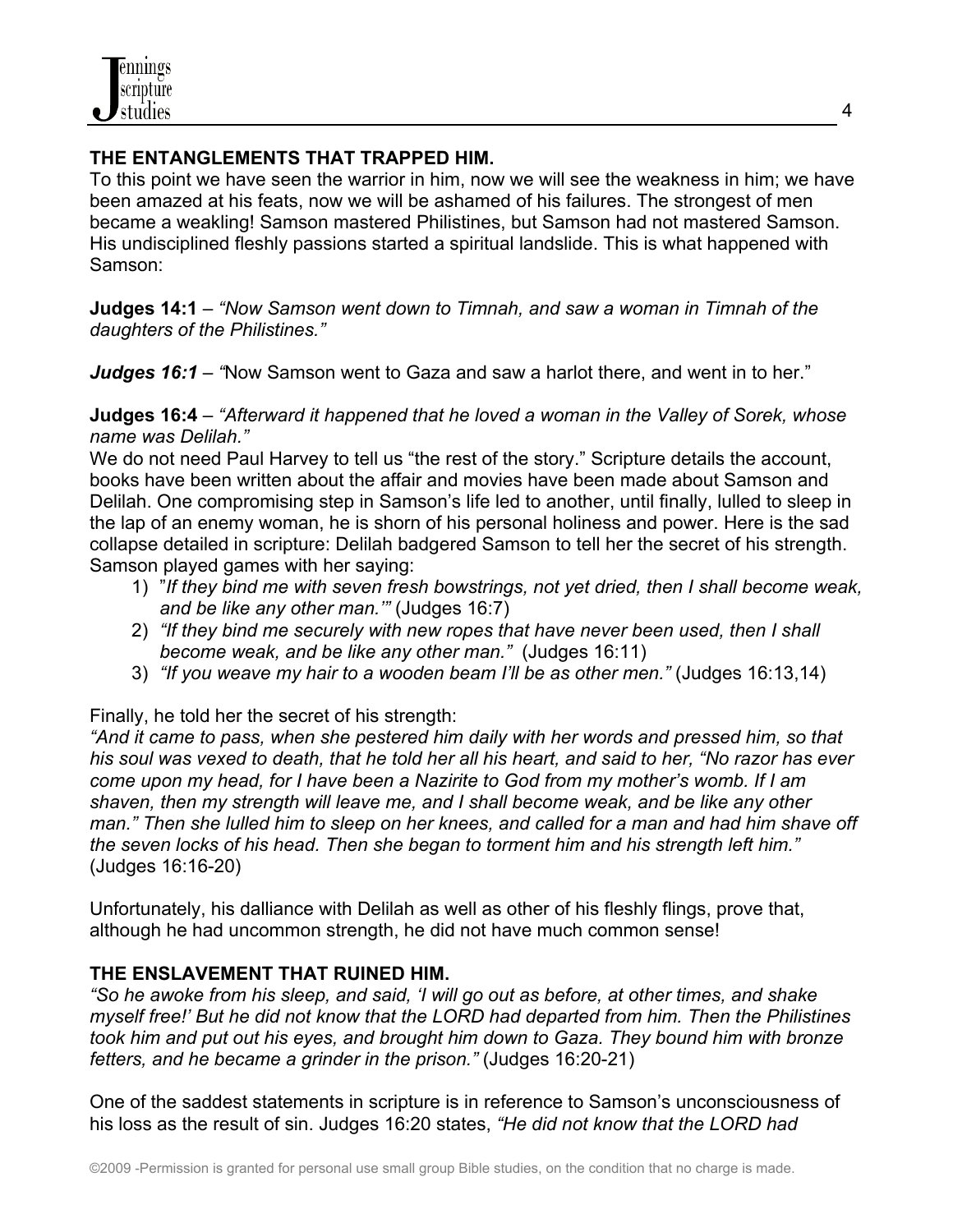**THE ENTANGLEMENTS THAT TRAPPED HIM.**

To this point we have seen the warrior in him, now we will see the weakness in him; we have been amazed at his feats, now we will be ashamed of his failures. The strongest of men became a weakling! Samson mastered Philistines, but Samson had not mastered Samson. His undisciplined fleshly passions started a spiritual landslide. This is what happened with Samson:

**Judges 14:1** – *"Now Samson went down to Timnah, and saw a woman in Timnah of the daughters of the Philistines."*

***Judges 16:1*** – *"*Now Samson went to Gaza and saw a harlot there, and went in to her."

**Judges 16:4** – *"Afterward it happened that he loved a woman in the Valley of Sorek, whose name was Delilah."*

We do not need Paul Harvey to tell us "the rest of the story." Scripture details the account, books have been written about the affair and movies have been made about Samson and Delilah. One compromising step in Samson's life led to another, until finally, lulled to sleep in the lap of an enemy woman, he is shorn of his personal holiness and power. Here is the sad collapse detailed in scripture: Delilah badgered Samson to tell her the secret of his strength. Samson played games with her saying:

1) "*If they bind me with seven fresh bowstrings, not yet dried, then I shall become weak, and be like any other man.'"* (Judges 16:7)
2) *"If they bind me securely with new ropes that have never been used, then I shall become weak, and be like any other man."* (Judges 16:11)
3) *"If you weave my hair to a wooden beam I'll be as other men."* (Judges 16:13,14)

Finally, he told her the secret of his strength:

*"And it came to pass, when she pestered him daily with her words and pressed him, so that his soul was vexed to death, that he told her all his heart, and said to her, "No razor has ever come upon my head, for I have been a Nazirite to God from my mother's womb. If I am shaven, then my strength will leave me, and I shall become weak, and be like any other man." Then she lulled him to sleep on her knees, and called for a man and had him shave off the seven locks of his head. Then she began to torment him and his strength left him."* (Judges 16:16-20)

Unfortunately, his dalliance with Delilah as well as other of his fleshly flings, prove that, although he had uncommon strength, he did not have much common sense!

**THE ENSLAVEMENT THAT RUINED HIM.**

*"So he awoke from his sleep, and said, 'I will go out as before, at other times, and shake myself free!' But he did not know that the LORD had departed from him. Then the Philistines took him and put out his eyes, and brought him down to Gaza. They bound him with bronze fetters, and he became a grinder in the prison."* (Judges 16:20-21)

One of the saddest statements in scripture is in reference to Samson's unconsciousness of his loss as the result of sin. Judges 16:20 states, *"He did not know that the LORD had*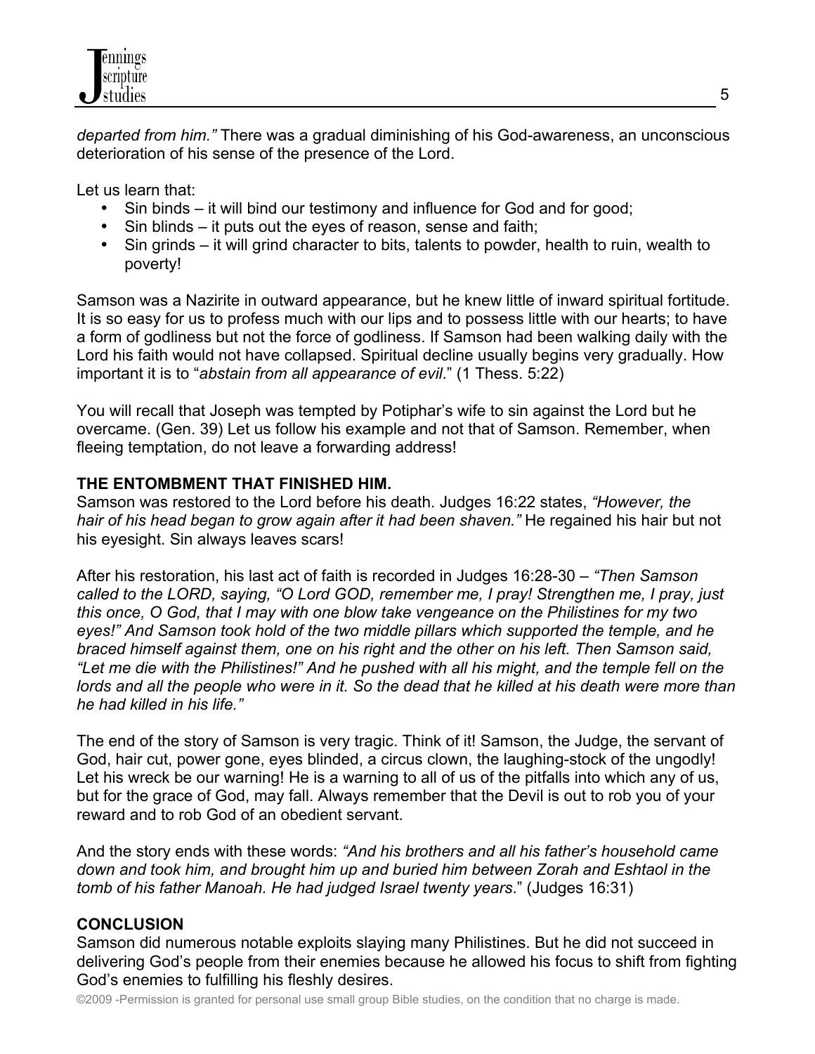*departed from him."* There was a gradual diminishing of his God-awareness, an unconscious deterioration of his sense of the presence of the Lord.

Let us learn that:

- Sin binds – it will bind our testimony and influence for God and for good;
- Sin blinds – it puts out the eyes of reason, sense and faith;
- Sin grinds – it will grind character to bits, talents to powder, health to ruin, wealth to poverty!

Samson was a Nazirite in outward appearance, but he knew little of inward spiritual fortitude. It is so easy for us to profess much with our lips and to possess little with our hearts; to have a form of godliness but not the force of godliness. If Samson had been walking daily with the Lord his faith would not have collapsed. Spiritual decline usually begins very gradually. How important it is to "*abstain from all appearance of evil*." (1 Thess. 5:22)

You will recall that Joseph was tempted by Potiphar's wife to sin against the Lord but he overcame. (Gen. 39) Let us follow his example and not that of Samson. Remember, when fleeing temptation, do not leave a forwarding address!

**THE ENTOMBMENT THAT FINISHED HIM.**

Samson was restored to the Lord before his death. Judges 16:22 states, *"However, the hair of his head began to grow again after it had been shaven."* He regained his hair but not his eyesight. Sin always leaves scars!

After his restoration, his last act of faith is recorded in Judges 16:28-30 – *"Then Samson called to the LORD, saying, "O Lord GOD, remember me, I pray! Strengthen me, I pray, just this once, O God, that I may with one blow take vengeance on the Philistines for my two eyes!" And Samson took hold of the two middle pillars which supported the temple, and he braced himself against them, one on his right and the other on his left. Then Samson said, "Let me die with the Philistines!" And he pushed with all his might, and the temple fell on the lords and all the people who were in it. So the dead that he killed at his death were more than he had killed in his life."*

The end of the story of Samson is very tragic. Think of it! Samson, the Judge, the servant of God, hair cut, power gone, eyes blinded, a circus clown, the laughing-stock of the ungodly! Let his wreck be our warning! He is a warning to all of us of the pitfalls into which any of us, but for the grace of God, may fall. Always remember that the Devil is out to rob you of your reward and to rob God of an obedient servant.

And the story ends with these words: *"And his brothers and all his father's household came down and took him, and brought him up and buried him between Zorah and Eshtaol in the tomb of his father Manoah. He had judged Israel twenty years*." (Judges 16:31)

**CONCLUSION**

Samson did numerous notable exploits slaying many Philistines. But he did not succeed in delivering God's people from their enemies because he allowed his focus to shift from fighting God's enemies to fulfilling his fleshly desires.

©2009 -Permission is granted for personal use small group Bible studies, on the condition that no charge is made.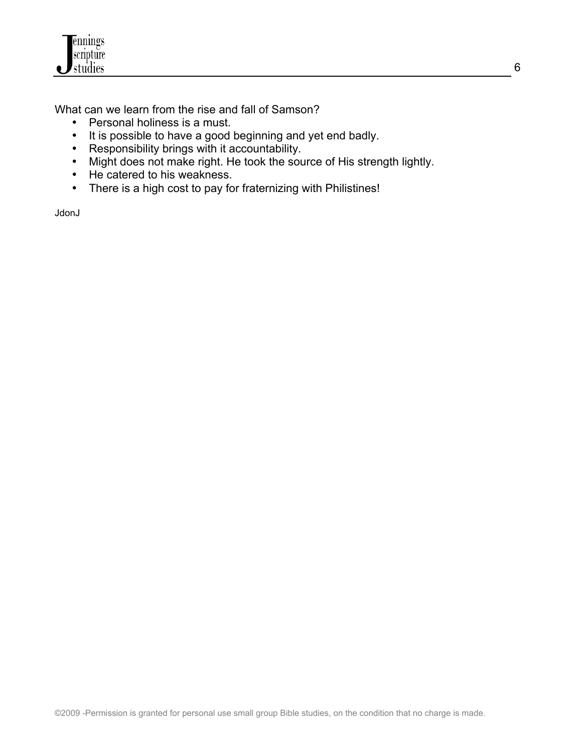What can we learn from the rise and fall of Samson?

- Personal holiness is a must.
- It is possible to have a good beginning and yet end badly.
- Responsibility brings with it accountability.
- Might does not make right. He took the source of His strength lightly.
- He catered to his weakness.
- There is a high cost to pay for fraternizing with Philistines!

JdonJ